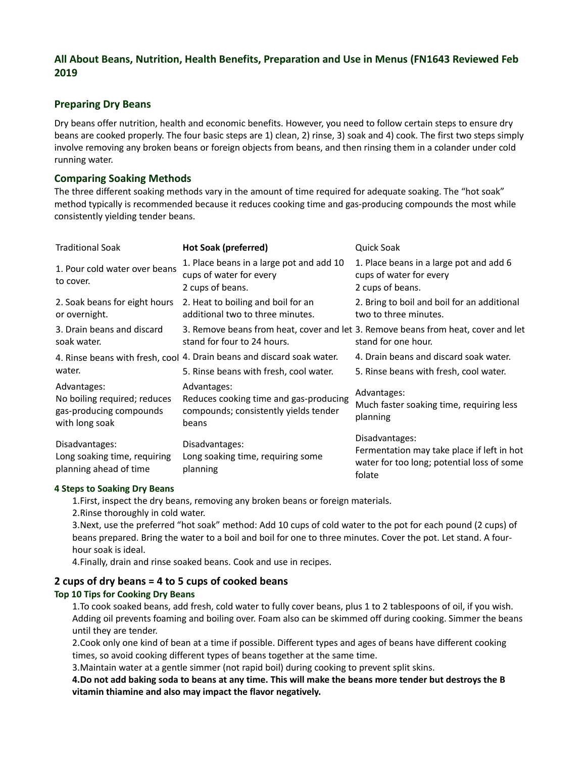## All About Beans, Nutrition, Health Benefits, Preparation and Use in Menus (FN1643 Reviewed Feb 2019

### Preparing Dry Beans

Dry beans offer nutrition, health and economic benefits. However, you need to follow certain steps to ensure dry beans are cooked properly. The four basic steps are 1) clean, 2) rinse, 3) soak and 4) cook. The first two steps simply involve removing any broken beans or foreign objects from beans, and then rinsing them in a colander under cold running water.

### Comparing Soaking Methods

The three different soaking methods vary in the amount of time required for adequate soaking. The "hot soak" method typically is recommended because it reduces cooking time and gas-producing compounds the most while consistently yielding tender beans.

| Traditional Soak | **Hot Soak (preferred)** | Quick Soak |
|---|---|---|
| 1. Pour cold water over beans to cover. | 1. Place beans in a large pot and add 10 cups of water for every 2 cups of beans. | 1. Place beans in a large pot and add 6 cups of water for every 2 cups of beans. |
| 2. Soak beans for eight hours or overnight. | 2. Heat to boiling and boil for an additional two to three minutes. | 2. Bring to boil and boil for an additional two to three minutes. |
| 3. Drain beans and discard soak water. | 3. Remove beans from heat, cover and let stand for four to 24 hours. | 3. Remove beans from heat, cover and let stand for one hour. |
| 4. Rinse beans with fresh, cool water. | 4. Drain beans and discard soak water. 5. Rinse beans with fresh, cool water. | 4. Drain beans and discard soak water. 5. Rinse beans with fresh, cool water. |
| Advantages: No boiling required; reduces gas-producing compounds with long soak | Advantages: Reduces cooking time and gas-producing compounds; consistently yields tender beans | Advantages: Much faster soaking time, requiring less planning |
| Disadvantages: Long soaking time, requiring planning ahead of time | Disadvantages: Long soaking time, requiring some planning | Disadvantages: Fermentation may take place if left in hot water for too long; potential loss of some folate |

#### 4 Steps to Soaking Dry Beans

1. First, inspect the dry beans, removing any broken beans or foreign materials.
2. Rinse thoroughly in cold water.
3. Next, use the preferred "hot soak" method: Add 10 cups of cold water to the pot for each pound (2 cups) of beans prepared. Bring the water to a boil and boil for one to three minutes. Cover the pot. Let stand. A four-hour soak is ideal.
4. Finally, drain and rinse soaked beans. Cook and use in recipes.

### 2 cups of dry beans = 4 to 5 cups of cooked beans

#### Top 10 Tips for Cooking Dry Beans

1. To cook soaked beans, add fresh, cold water to fully cover beans, plus 1 to 2 tablespoons of oil, if you wish. Adding oil prevents foaming and boiling over. Foam also can be skimmed off during cooking. Simmer the beans until they are tender.
2. Cook only one kind of bean at a time if possible. Different types and ages of beans have different cooking times, so avoid cooking different types of beans together at the same time.
3. Maintain water at a gentle simmer (not rapid boil) during cooking to prevent split skins.
4. **Do not add baking soda to beans at any time. This will make the beans more tender but destroys the B vitamin thiamine and also may impact the flavor negatively.**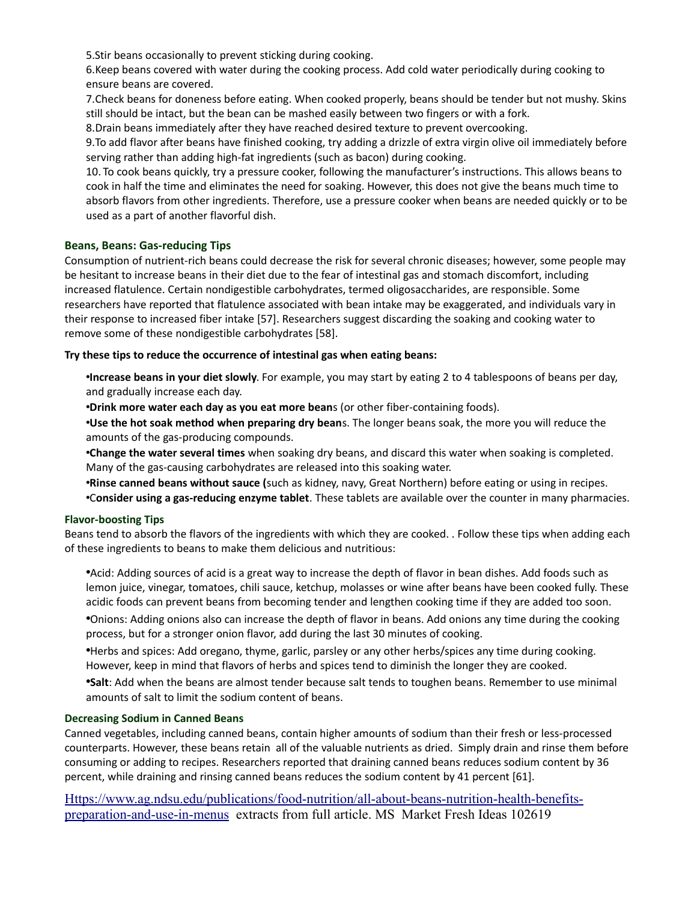5. Stir beans occasionally to prevent sticking during cooking.
6. Keep beans covered with water during the cooking process. Add cold water periodically during cooking to ensure beans are covered.
7. Check beans for doneness before eating. When cooked properly, beans should be tender but not mushy. Skins still should be intact, but the bean can be mashed easily between two fingers or with a fork.
8. Drain beans immediately after they have reached desired texture to prevent overcooking.
9. To add flavor after beans have finished cooking, try adding a drizzle of extra virgin olive oil immediately before serving rather than adding high-fat ingredients (such as bacon) during cooking.
10. To cook beans quickly, try a pressure cooker, following the manufacturer's instructions. This allows beans to cook in half the time and eliminates the need for soaking. However, this does not give the beans much time to absorb flavors from other ingredients. Therefore, use a pressure cooker when beans are needed quickly or to be used as a part of another flavorful dish.

### Beans, Beans: Gas-reducing Tips

Consumption of nutrient-rich beans could decrease the risk for several chronic diseases; however, some people may be hesitant to increase beans in their diet due to the fear of intestinal gas and stomach discomfort, including increased flatulence. Certain nondigestible carbohydrates, termed oligosaccharides, are responsible. Some researchers have reported that flatulence associated with bean intake may be exaggerated, and individuals vary in their response to increased fiber intake [57]. Researchers suggest discarding the soaking and cooking water to remove some of these nondigestible carbohydrates [58].

**Try these tips to reduce the occurrence of intestinal gas when eating beans:**

- **Increase beans in your diet slowly**. For example, you may start by eating 2 to 4 tablespoons of beans per day, and gradually increase each day.
- **Drink more water each day as you eat more bean**s (or other fiber-containing foods).
- **Use the hot soak method when preparing dry bean**s. The longer beans soak, the more you will reduce the amounts of the gas-producing compounds.
- **Change the water several times** when soaking dry beans, and discard this water when soaking is completed. Many of the gas-causing carbohydrates are released into this soaking water.
- **Rinse canned beans without sauce (**such as kidney, navy, Great Northern) before eating or using in recipes.
- C**onsider using a gas-reducing enzyme tablet**. These tablets are available over the counter in many pharmacies.

### Flavor-boosting Tips

Beans tend to absorb the flavors of the ingredients with which they are cooked. . Follow these tips when adding each of these ingredients to beans to make them delicious and nutritious:

- Acid: Adding sources of acid is a great way to increase the depth of flavor in bean dishes. Add foods such as lemon juice, vinegar, tomatoes, chili sauce, ketchup, molasses or wine after beans have been cooked fully. These acidic foods can prevent beans from becoming tender and lengthen cooking time if they are added too soon.
- Onions: Adding onions also can increase the depth of flavor in beans. Add onions any time during the cooking process, but for a stronger onion flavor, add during the last 30 minutes of cooking.
- Herbs and spices: Add oregano, thyme, garlic, parsley or any other herbs/spices any time during cooking. However, keep in mind that flavors of herbs and spices tend to diminish the longer they are cooked.
- **Salt**: Add when the beans are almost tender because salt tends to toughen beans. Remember to use minimal amounts of salt to limit the sodium content of beans.

### Decreasing Sodium in Canned Beans

Canned vegetables, including canned beans, contain higher amounts of sodium than their fresh or less-processed counterparts. However, these beans retain all of the valuable nutrients as dried. Simply drain and rinse them before consuming or adding to recipes. Researchers reported that draining canned beans reduces sodium content by 36 percent, while draining and rinsing canned beans reduces the sodium content by 41 percent [61].

Https://www.ag.ndsu.edu/publications/food-nutrition/all-about-beans-nutrition-health-benefits-preparation-and-use-in-menus extracts from full article. MS Market Fresh Ideas 102619